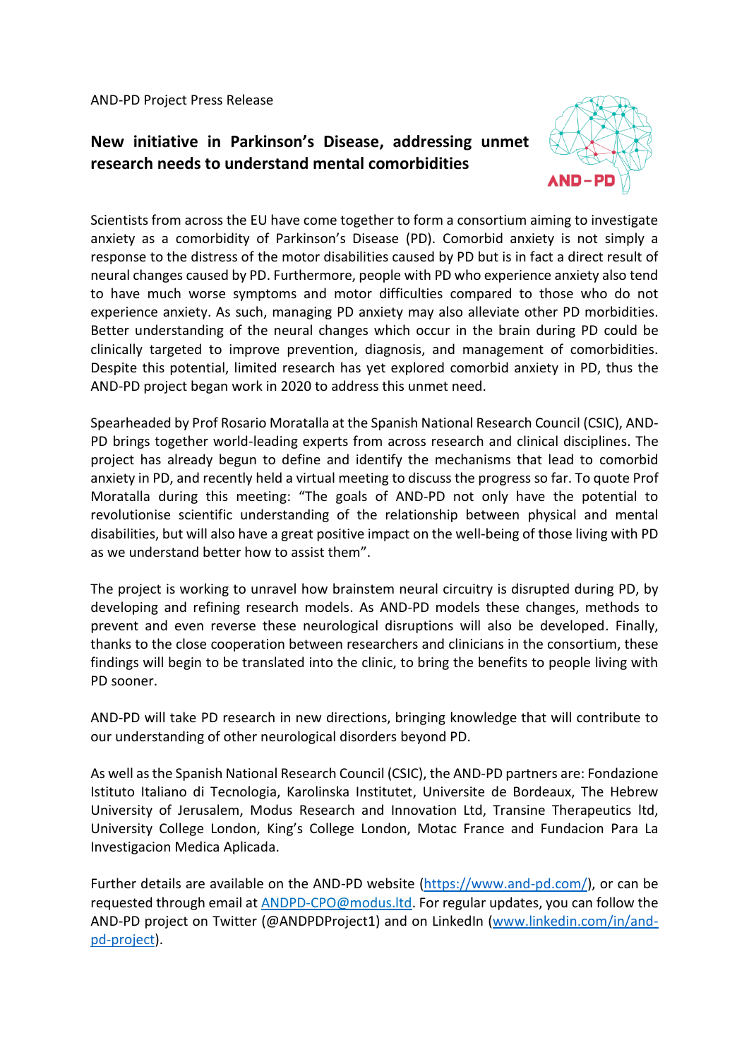AND-PD Project Press Release

# New initiative in Parkinson's Disease, addressing unmet research needs to understand mental comorbidities

Scientists from across the EU have come together to form a consortium aiming to investigate anxiety as a comorbidity of Parkinson's Disease (PD). Comorbid anxiety is not simply a response to the distress of the motor disabilities caused by PD but is in fact a direct result of neural changes caused by PD. Furthermore, people with PD who experience anxiety also tend to have much worse symptoms and motor difficulties compared to those who do not experience anxiety. As such, managing PD anxiety may also alleviate other PD morbidities. Better understanding of the neural changes which occur in the brain during PD could be clinically targeted to improve prevention, diagnosis, and management of comorbidities. Despite this potential, limited research has yet explored comorbid anxiety in PD, thus the AND-PD project began work in 2020 to address this unmet need.

Spearheaded by Prof Rosario Moratalla at the Spanish National Research Council (CSIC), AND-PD brings together world-leading experts from across research and clinical disciplines. The project has already begun to define and identify the mechanisms that lead to comorbid anxiety in PD, and recently held a virtual meeting to discuss the progress so far. To quote Prof Moratalla during this meeting: "The goals of AND-PD not only have the potential to revolutionise scientific understanding of the relationship between physical and mental disabilities, but will also have a great positive impact on the well-being of those living with PD as we understand better how to assist them".

The project is working to unravel how brainstem neural circuitry is disrupted during PD, by developing and refining research models. As AND-PD models these changes, methods to prevent and even reverse these neurological disruptions will also be developed. Finally, thanks to the close cooperation between researchers and clinicians in the consortium, these findings will begin to be translated into the clinic, to bring the benefits to people living with PD sooner.

AND-PD will take PD research in new directions, bringing knowledge that will contribute to our understanding of other neurological disorders beyond PD.

As well as the Spanish National Research Council (CSIC), the AND-PD partners are: Fondazione Istituto Italiano di Tecnologia, Karolinska Institutet, Universite de Bordeaux, The Hebrew University of Jerusalem, Modus Research and Innovation Ltd, Transine Therapeutics ltd, University College London, King's College London, Motac France and Fundacion Para La Investigacion Medica Aplicada.

Further details are available on the AND-PD website (https://www.and-pd.com/), or can be requested through email at ANDPD-CPO@modus.ltd. For regular updates, you can follow the AND-PD project on Twitter (@ANDPDProject1) and on LinkedIn (www.linkedin.com/in/and-pd-project).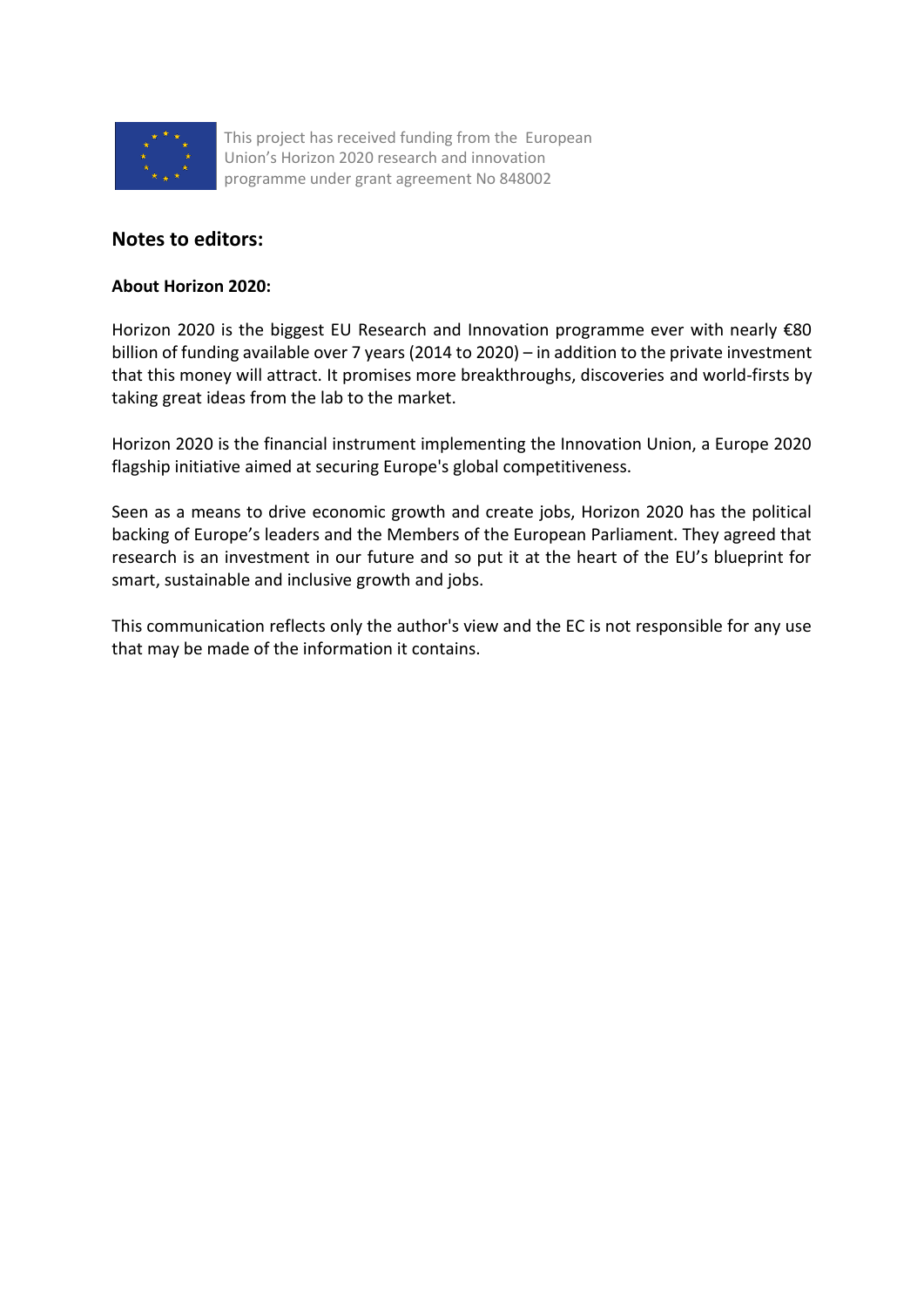This project has received funding from the European Union's Horizon 2020 research and innovation programme under grant agreement No 848002

## Notes to editors:

**About Horizon 2020:**

Horizon 2020 is the biggest EU Research and Innovation programme ever with nearly €80 billion of funding available over 7 years (2014 to 2020) – in addition to the private investment that this money will attract. It promises more breakthroughs, discoveries and world-firsts by taking great ideas from the lab to the market.

Horizon 2020 is the financial instrument implementing the Innovation Union, a Europe 2020 flagship initiative aimed at securing Europe's global competitiveness.

Seen as a means to drive economic growth and create jobs, Horizon 2020 has the political backing of Europe's leaders and the Members of the European Parliament. They agreed that research is an investment in our future and so put it at the heart of the EU's blueprint for smart, sustainable and inclusive growth and jobs.

This communication reflects only the author's view and the EC is not responsible for any use that may be made of the information it contains.